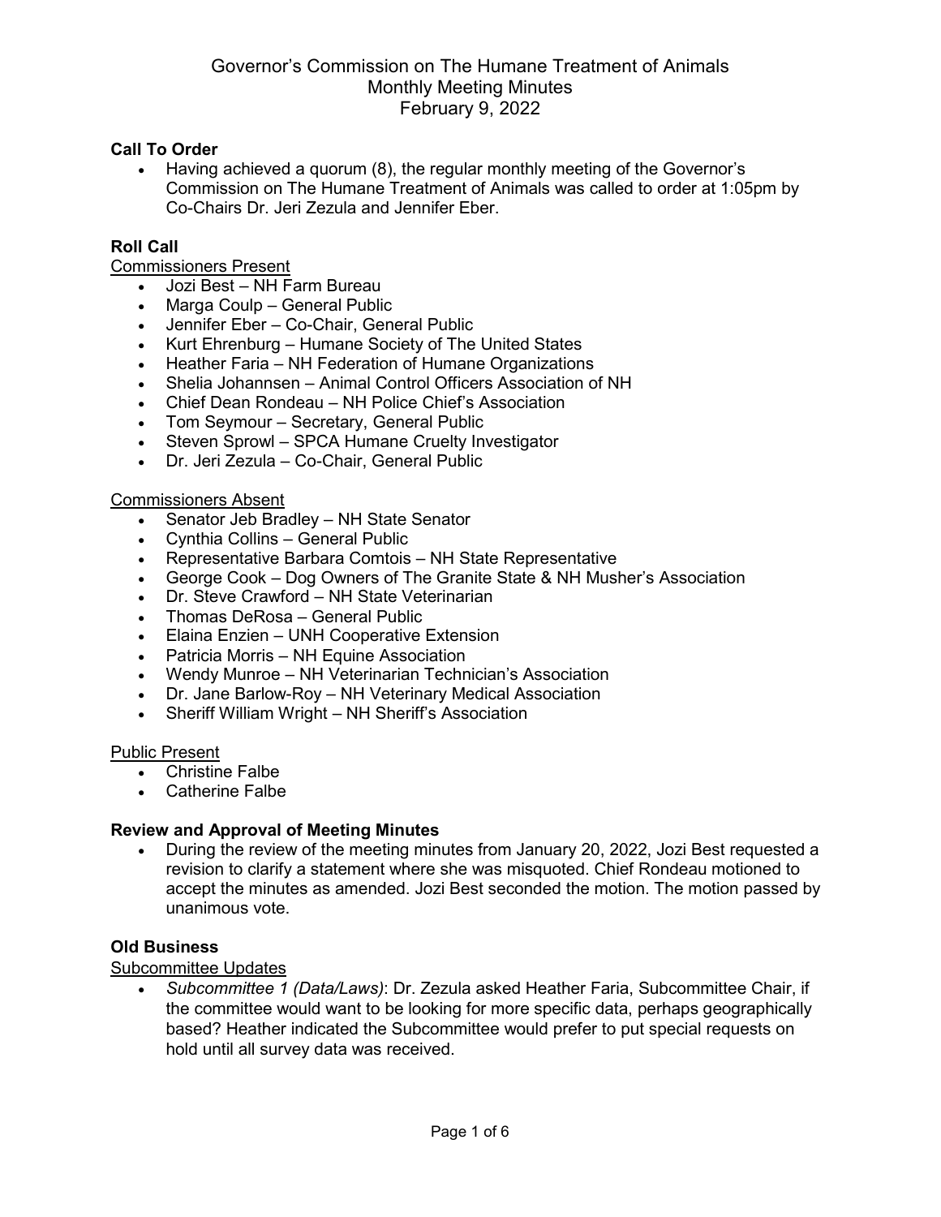# Governor's Commission on The Humane Treatment of Animals
## Monthly Meeting Minutes
## February 9, 2022

**Call To Order**

- Having achieved a quorum (8), the regular monthly meeting of the Governor's Commission on The Humane Treatment of Animals was called to order at 1:05pm by Co-Chairs Dr. Jeri Zezula and Jennifer Eber.

**Roll Call**

Commissioners Present

- Jozi Best – NH Farm Bureau
- Marga Coulp – General Public
- Jennifer Eber – Co-Chair, General Public
- Kurt Ehrenburg – Humane Society of The United States
- Heather Faria – NH Federation of Humane Organizations
- Shelia Johannsen – Animal Control Officers Association of NH
- Chief Dean Rondeau – NH Police Chief's Association
- Tom Seymour – Secretary, General Public
- Steven Sprowl – SPCA Humane Cruelty Investigator
- Dr. Jeri Zezula – Co-Chair, General Public

Commissioners Absent

- Senator Jeb Bradley – NH State Senator
- Cynthia Collins – General Public
- Representative Barbara Comtois – NH State Representative
- George Cook – Dog Owners of The Granite State & NH Musher's Association
- Dr. Steve Crawford – NH State Veterinarian
- Thomas DeRosa – General Public
- Elaina Enzien – UNH Cooperative Extension
- Patricia Morris – NH Equine Association
- Wendy Munroe – NH Veterinarian Technician's Association
- Dr. Jane Barlow-Roy – NH Veterinary Medical Association
- Sheriff William Wright – NH Sheriff's Association

Public Present

- Christine Falbe
- Catherine Falbe

**Review and Approval of Meeting Minutes**

- During the review of the meeting minutes from January 20, 2022, Jozi Best requested a revision to clarify a statement where she was misquoted. Chief Rondeau motioned to accept the minutes as amended. Jozi Best seconded the motion. The motion passed by unanimous vote.

**Old Business**

Subcommittee Updates

- *Subcommittee 1 (Data/Laws)*: Dr. Zezula asked Heather Faria, Subcommittee Chair, if the committee would want to be looking for more specific data, perhaps geographically based? Heather indicated the Subcommittee would prefer to put special requests on hold until all survey data was received.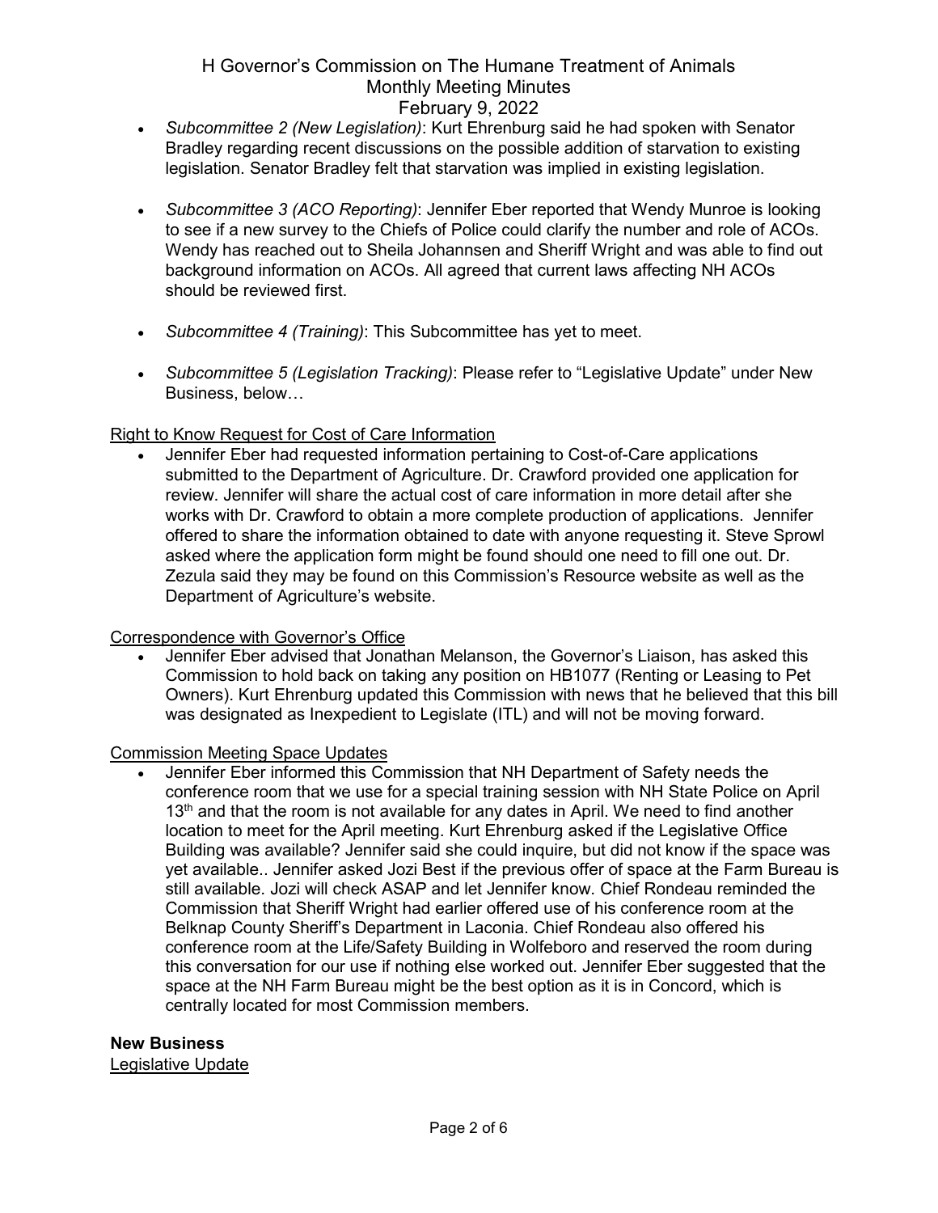- *Subcommittee 2 (New Legislation)*: Kurt Ehrenburg said he had spoken with Senator Bradley regarding recent discussions on the possible addition of starvation to existing legislation. Senator Bradley felt that starvation was implied in existing legislation.

- *Subcommittee 3 (ACO Reporting)*: Jennifer Eber reported that Wendy Munroe is looking to see if a new survey to the Chiefs of Police could clarify the number and role of ACOs. Wendy has reached out to Sheila Johannsen and Sheriff Wright and was able to find out background information on ACOs. All agreed that current laws affecting NH ACOs should be reviewed first.

- *Subcommittee 4 (Training)*: This Subcommittee has yet to meet.

- *Subcommittee 5 (Legislation Tracking)*: Please refer to "Legislative Update" under New Business, below…

Right to Know Request for Cost of Care Information

- Jennifer Eber had requested information pertaining to Cost-of-Care applications submitted to the Department of Agriculture. Dr. Crawford provided one application for review. Jennifer will share the actual cost of care information in more detail after she works with Dr. Crawford to obtain a more complete production of applications. Jennifer offered to share the information obtained to date with anyone requesting it. Steve Sprowl asked where the application form might be found should one need to fill one out. Dr. Zezula said they may be found on this Commission's Resource website as well as the Department of Agriculture's website.

Correspondence with Governor's Office

- Jennifer Eber advised that Jonathan Melanson, the Governor's Liaison, has asked this Commission to hold back on taking any position on HB1077 (Renting or Leasing to Pet Owners). Kurt Ehrenburg updated this Commission with news that he believed that this bill was designated as Inexpedient to Legislate (ITL) and will not be moving forward.

Commission Meeting Space Updates

- Jennifer Eber informed this Commission that NH Department of Safety needs the conference room that we use for a special training session with NH State Police on April 13th and that the room is not available for any dates in April. We need to find another location to meet for the April meeting. Kurt Ehrenburg asked if the Legislative Office Building was available? Jennifer said she could inquire, but did not know if the space was yet available.. Jennifer asked Jozi Best if the previous offer of space at the Farm Bureau is still available. Jozi will check ASAP and let Jennifer know. Chief Rondeau reminded the Commission that Sheriff Wright had earlier offered use of his conference room at the Belknap County Sheriff's Department in Laconia. Chief Rondeau also offered his conference room at the Life/Safety Building in Wolfeboro and reserved the room during this conversation for our use if nothing else worked out. Jennifer Eber suggested that the space at the NH Farm Bureau might be the best option as it is in Concord, which is centrally located for most Commission members.

**New Business**

Legislative Update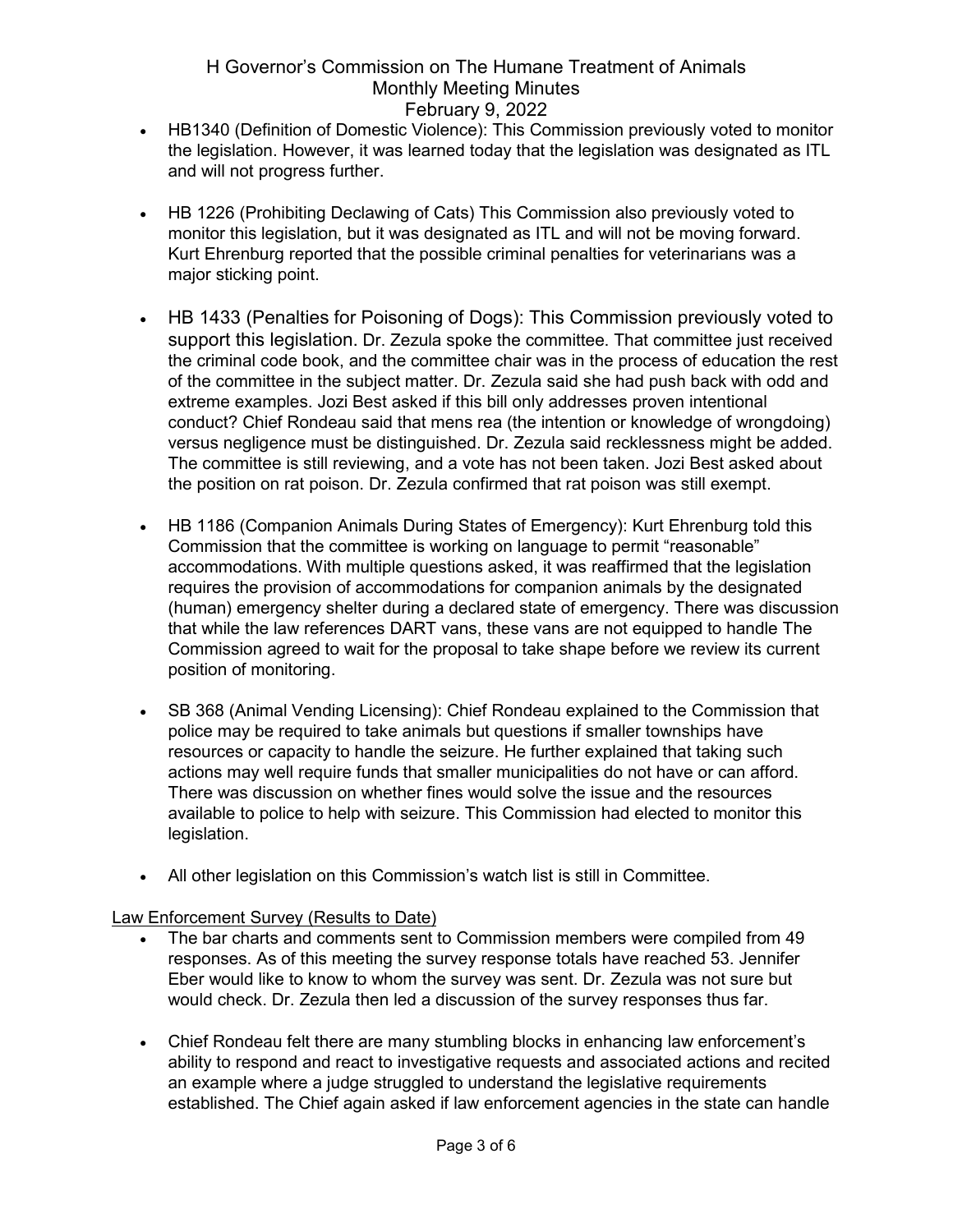- HB1340 (Definition of Domestic Violence): This Commission previously voted to monitor the legislation. However, it was learned today that the legislation was designated as ITL and will not progress further.

- HB 1226 (Prohibiting Declawing of Cats) This Commission also previously voted to monitor this legislation, but it was designated as ITL and will not be moving forward. Kurt Ehrenburg reported that the possible criminal penalties for veterinarians was a major sticking point.

- HB 1433 (Penalties for Poisoning of Dogs): This Commission previously voted to support this legislation. Dr. Zezula spoke the committee. That committee just received the criminal code book, and the committee chair was in the process of education the rest of the committee in the subject matter. Dr. Zezula said she had push back with odd and extreme examples. Jozi Best asked if this bill only addresses proven intentional conduct? Chief Rondeau said that mens rea (the intention or knowledge of wrongdoing) versus negligence must be distinguished. Dr. Zezula said recklessness might be added. The committee is still reviewing, and a vote has not been taken. Jozi Best asked about the position on rat poison. Dr. Zezula confirmed that rat poison was still exempt.

- HB 1186 (Companion Animals During States of Emergency): Kurt Ehrenburg told this Commission that the committee is working on language to permit "reasonable" accommodations. With multiple questions asked, it was reaffirmed that the legislation requires the provision of accommodations for companion animals by the designated (human) emergency shelter during a declared state of emergency. There was discussion that while the law references DART vans, these vans are not equipped to handle The Commission agreed to wait for the proposal to take shape before we review its current position of monitoring.

- SB 368 (Animal Vending Licensing): Chief Rondeau explained to the Commission that police may be required to take animals but questions if smaller townships have resources or capacity to handle the seizure. He further explained that taking such actions may well require funds that smaller municipalities do not have or can afford. There was discussion on whether fines would solve the issue and the resources available to police to help with seizure. This Commission had elected to monitor this legislation.

- All other legislation on this Commission's watch list is still in Committee.

## Law Enforcement Survey (Results to Date)

- The bar charts and comments sent to Commission members were compiled from 49 responses. As of this meeting the survey response totals have reached 53. Jennifer Eber would like to know to whom the survey was sent. Dr. Zezula was not sure but would check. Dr. Zezula then led a discussion of the survey responses thus far.

- Chief Rondeau felt there are many stumbling blocks in enhancing law enforcement's ability to respond and react to investigative requests and associated actions and recited an example where a judge struggled to understand the legislative requirements established. The Chief again asked if law enforcement agencies in the state can handle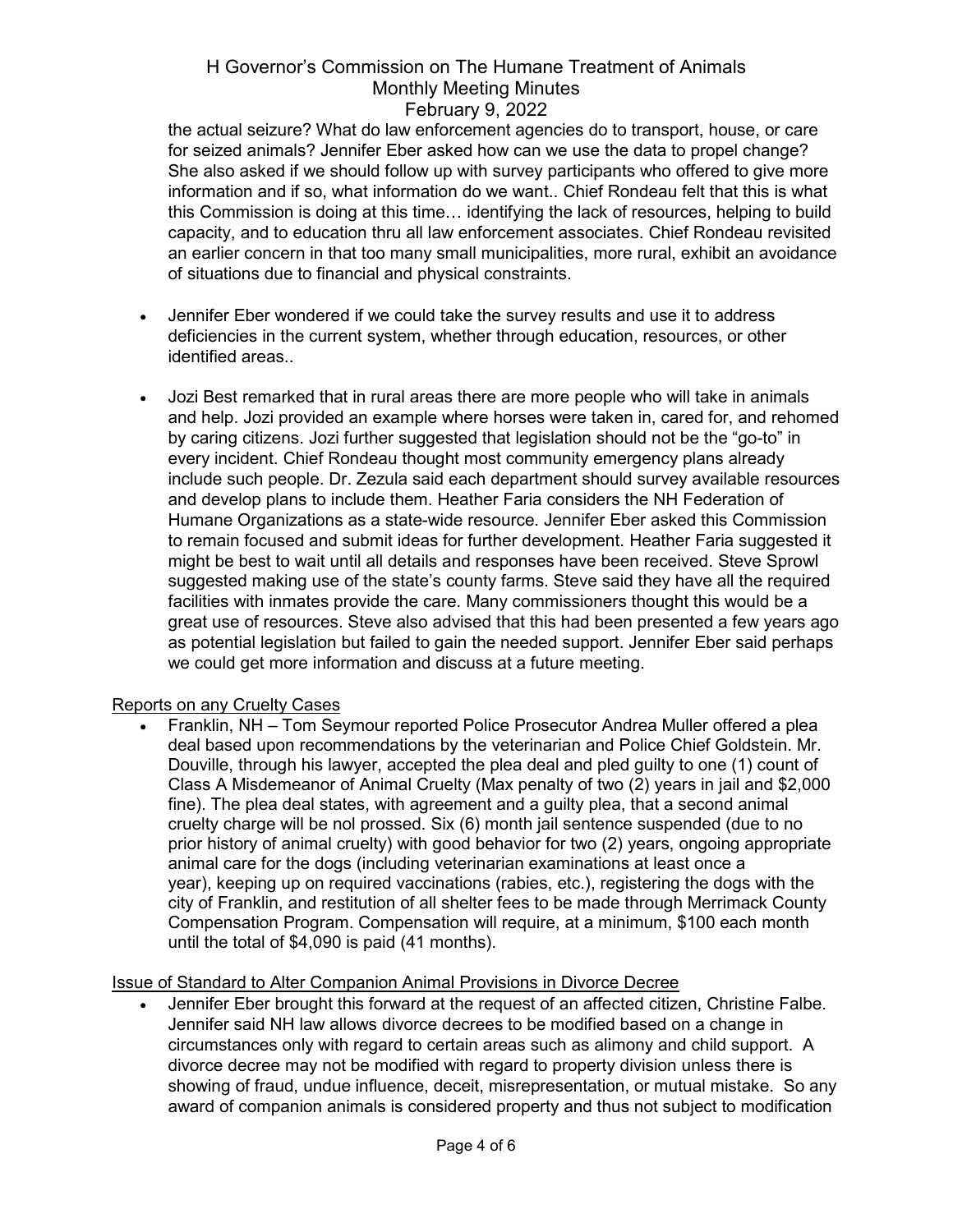the actual seizure? What do law enforcement agencies do to transport, house, or care for seized animals? Jennifer Eber asked how can we use the data to propel change? She also asked if we should follow up with survey participants who offered to give more information and if so, what information do we want.. Chief Rondeau felt that this is what this Commission is doing at this time… identifying the lack of resources, helping to build capacity, and to education thru all law enforcement associates. Chief Rondeau revisited an earlier concern in that too many small municipalities, more rural, exhibit an avoidance of situations due to financial and physical constraints.

- Jennifer Eber wondered if we could take the survey results and use it to address deficiencies in the current system, whether through education, resources, or other identified areas..

- Jozi Best remarked that in rural areas there are more people who will take in animals and help. Jozi provided an example where horses were taken in, cared for, and rehomed by caring citizens. Jozi further suggested that legislation should not be the "go-to" in every incident. Chief Rondeau thought most community emergency plans already include such people. Dr. Zezula said each department should survey available resources and develop plans to include them. Heather Faria considers the NH Federation of Humane Organizations as a state-wide resource. Jennifer Eber asked this Commission to remain focused and submit ideas for further development. Heather Faria suggested it might be best to wait until all details and responses have been received. Steve Sprowl suggested making use of the state's county farms. Steve said they have all the required facilities with inmates provide the care. Many commissioners thought this would be a great use of resources. Steve also advised that this had been presented a few years ago as potential legislation but failed to gain the needed support. Jennifer Eber said perhaps we could get more information and discuss at a future meeting.

<u>Reports on any Cruelty Cases</u>

- Franklin, NH – Tom Seymour reported Police Prosecutor Andrea Muller offered a plea deal based upon recommendations by the veterinarian and Police Chief Goldstein. Mr. Douville, through his lawyer, accepted the plea deal and pled guilty to one (1) count of Class A Misdemeanor of Animal Cruelty (Max penalty of two (2) years in jail and $2,000 fine). The plea deal states, with agreement and a guilty plea, that a second animal cruelty charge will be nol prossed. Six (6) month jail sentence suspended (due to no prior history of animal cruelty) with good behavior for two (2) years, ongoing appropriate animal care for the dogs (including veterinarian examinations at least once a year), keeping up on required vaccinations (rabies, etc.), registering the dogs with the city of Franklin, and restitution of all shelter fees to be made through Merrimack County Compensation Program. Compensation will require, at a minimum, $100 each month until the total of $4,090 is paid (41 months).

<u>Issue of Standard to Alter Companion Animal Provisions in Divorce Decree</u>

- Jennifer Eber brought this forward at the request of an affected citizen, Christine Falbe. Jennifer said NH law allows divorce decrees to be modified based on a change in circumstances only with regard to certain areas such as alimony and child support. A divorce decree may not be modified with regard to property division unless there is showing of fraud, undue influence, deceit, misrepresentation, or mutual mistake. So any award of companion animals is considered property and thus not subject to modification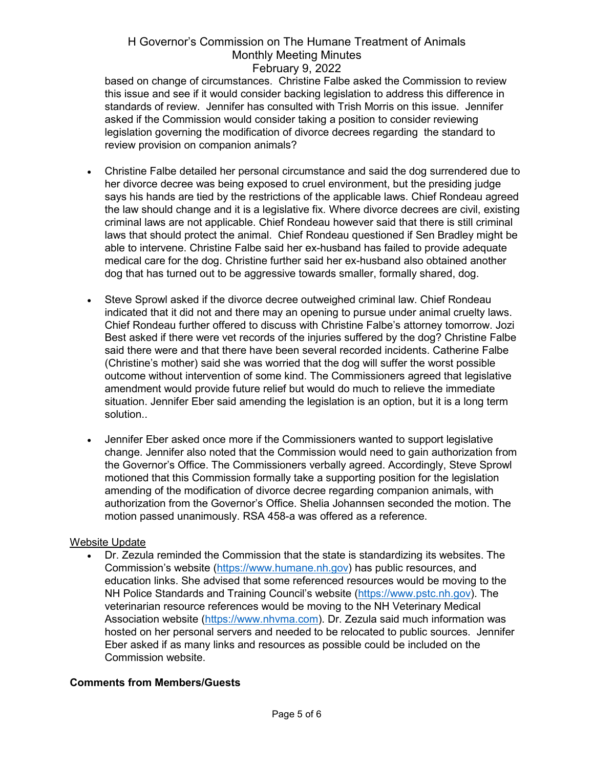based on change of circumstances. Christine Falbe asked the Commission to review this issue and see if it would consider backing legislation to address this difference in standards of review. Jennifer has consulted with Trish Morris on this issue. Jennifer asked if the Commission would consider taking a position to consider reviewing legislation governing the modification of divorce decrees regarding the standard to review provision on companion animals?

- Christine Falbe detailed her personal circumstance and said the dog surrendered due to her divorce decree was being exposed to cruel environment, but the presiding judge says his hands are tied by the restrictions of the applicable laws. Chief Rondeau agreed the law should change and it is a legislative fix. Where divorce decrees are civil, existing criminal laws are not applicable. Chief Rondeau however said that there is still criminal laws that should protect the animal. Chief Rondeau questioned if Sen Bradley might be able to intervene. Christine Falbe said her ex-husband has failed to provide adequate medical care for the dog. Christine further said her ex-husband also obtained another dog that has turned out to be aggressive towards smaller, formally shared, dog.

- Steve Sprowl asked if the divorce decree outweighed criminal law. Chief Rondeau indicated that it did not and there may an opening to pursue under animal cruelty laws. Chief Rondeau further offered to discuss with Christine Falbe's attorney tomorrow. Jozi Best asked if there were vet records of the injuries suffered by the dog? Christine Falbe said there were and that there have been several recorded incidents. Catherine Falbe (Christine's mother) said she was worried that the dog will suffer the worst possible outcome without intervention of some kind. The Commissioners agreed that legislative amendment would provide future relief but would do much to relieve the immediate situation. Jennifer Eber said amending the legislation is an option, but it is a long term solution..

- Jennifer Eber asked once more if the Commissioners wanted to support legislative change. Jennifer also noted that the Commission would need to gain authorization from the Governor's Office. The Commissioners verbally agreed. Accordingly, Steve Sprowl motioned that this Commission formally take a supporting position for the legislation amending of the modification of divorce decree regarding companion animals, with authorization from the Governor's Office. Shelia Johannsen seconded the motion. The motion passed unanimously. RSA 458-a was offered as a reference.

<u>Website Update</u>

- Dr. Zezula reminded the Commission that the state is standardizing its websites. The Commission's website (https://www.humane.nh.gov) has public resources, and education links. She advised that some referenced resources would be moving to the NH Police Standards and Training Council's website (https://www.pstc.nh.gov). The veterinarian resource references would be moving to the NH Veterinary Medical Association website (https://www.nhvma.com). Dr. Zezula said much information was hosted on her personal servers and needed to be relocated to public sources. Jennifer Eber asked if as many links and resources as possible could be included on the Commission website.

**Comments from Members/Guests**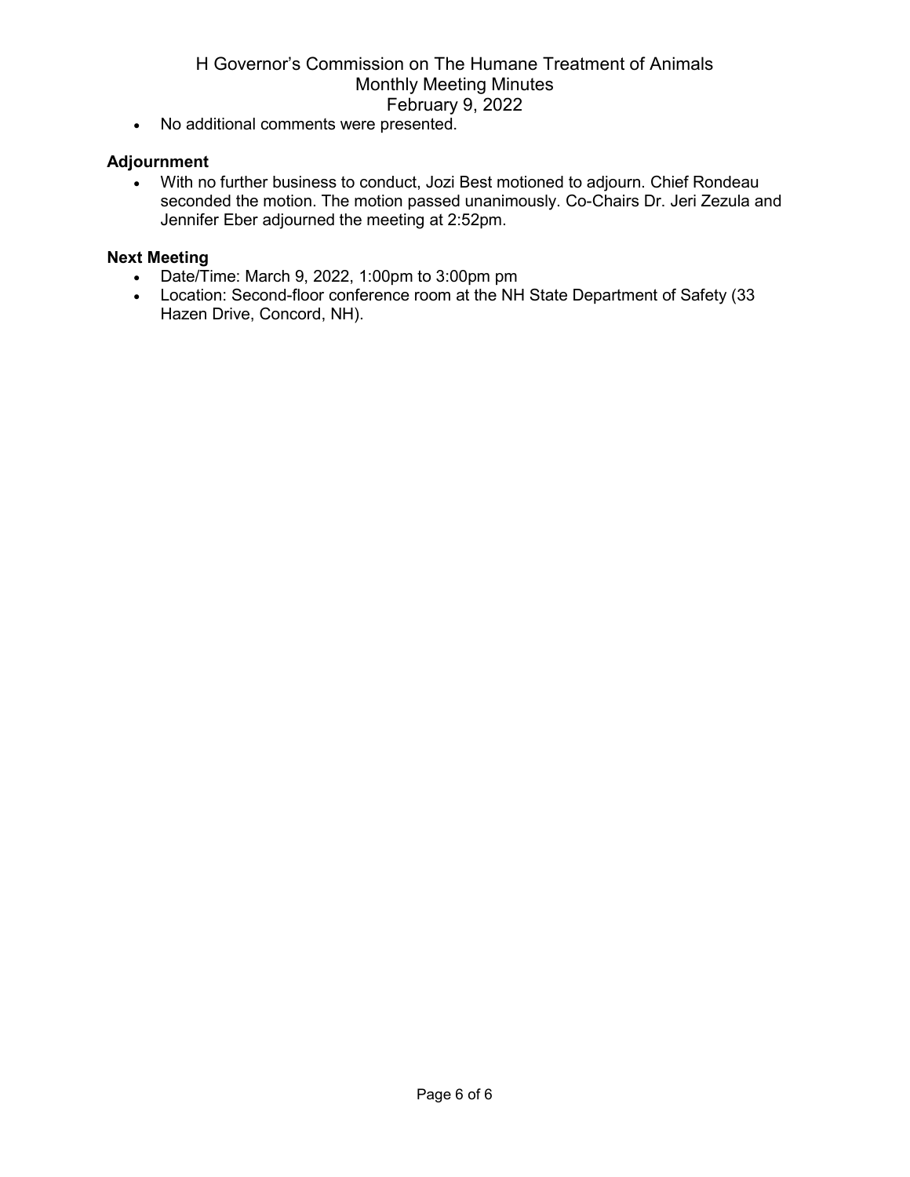- No additional comments were presented.

**Adjournment**

- With no further business to conduct, Jozi Best motioned to adjourn. Chief Rondeau seconded the motion. The motion passed unanimously. Co-Chairs Dr. Jeri Zezula and Jennifer Eber adjourned the meeting at 2:52pm.

**Next Meeting**

- Date/Time: March 9, 2022, 1:00pm to 3:00pm pm
- Location: Second-floor conference room at the NH State Department of Safety (33 Hazen Drive, Concord, NH).